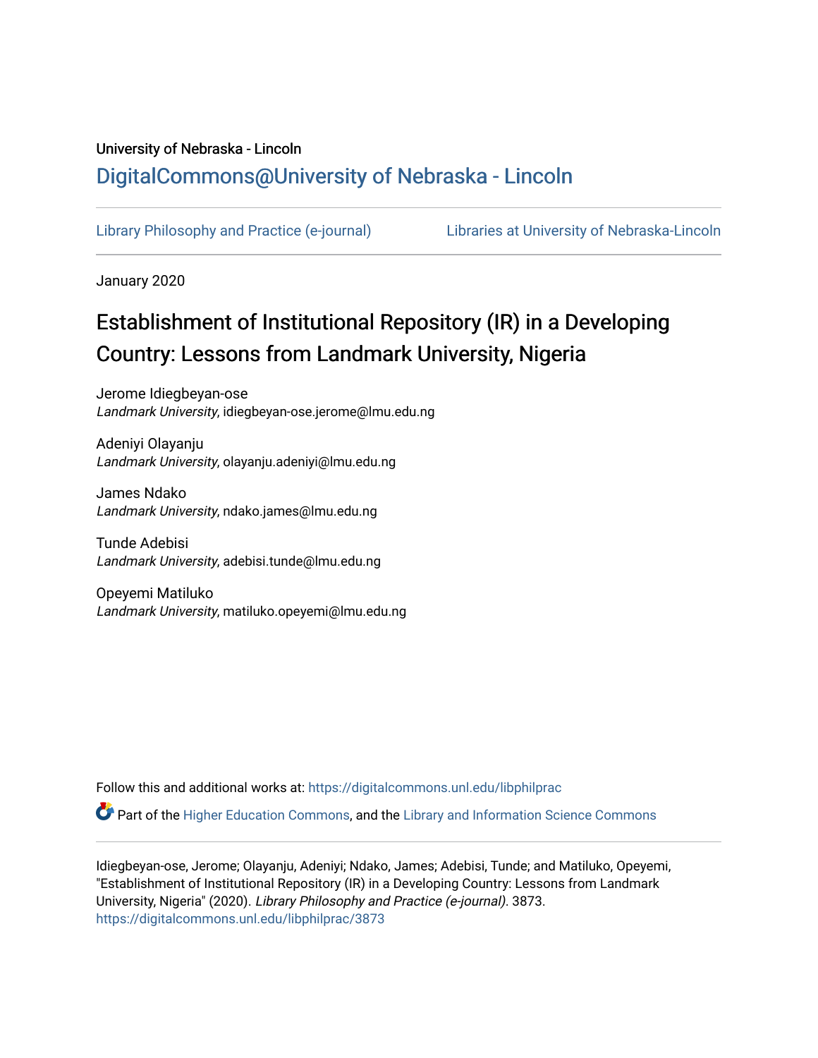University of Nebraska - Lincoln

## DigitalCommons@University of Nebraska - Lincoln

Library Philosophy and Practice (e-journal) Libraries at University of Nebraska-Lincoln

January 2020

# Establishment of Institutional Repository (IR) in a Developing Country: Lessons from Landmark University, Nigeria

Jerome Idiegbeyan-ose
*Landmark University*, idiegbeyan-ose.jerome@lmu.edu.ng

Adeniyi Olayanju
*Landmark University*, olayanju.adeniyi@lmu.edu.ng

James Ndako
*Landmark University*, ndako.james@lmu.edu.ng

Tunde Adebisi
*Landmark University*, adebisi.tunde@lmu.edu.ng

Opeyemi Matiluko
*Landmark University*, matiluko.opeyemi@lmu.edu.ng

Follow this and additional works at: https://digitalcommons.unl.edu/libphilprac

Part of the Higher Education Commons, and the Library and Information Science Commons

Idiegbeyan-ose, Jerome; Olayanju, Adeniyi; Ndako, James; Adebisi, Tunde; and Matiluko, Opeyemi, "Establishment of Institutional Repository (IR) in a Developing Country: Lessons from Landmark University, Nigeria" (2020). *Library Philosophy and Practice (e-journal)*. 3873.
https://digitalcommons.unl.edu/libphilprac/3873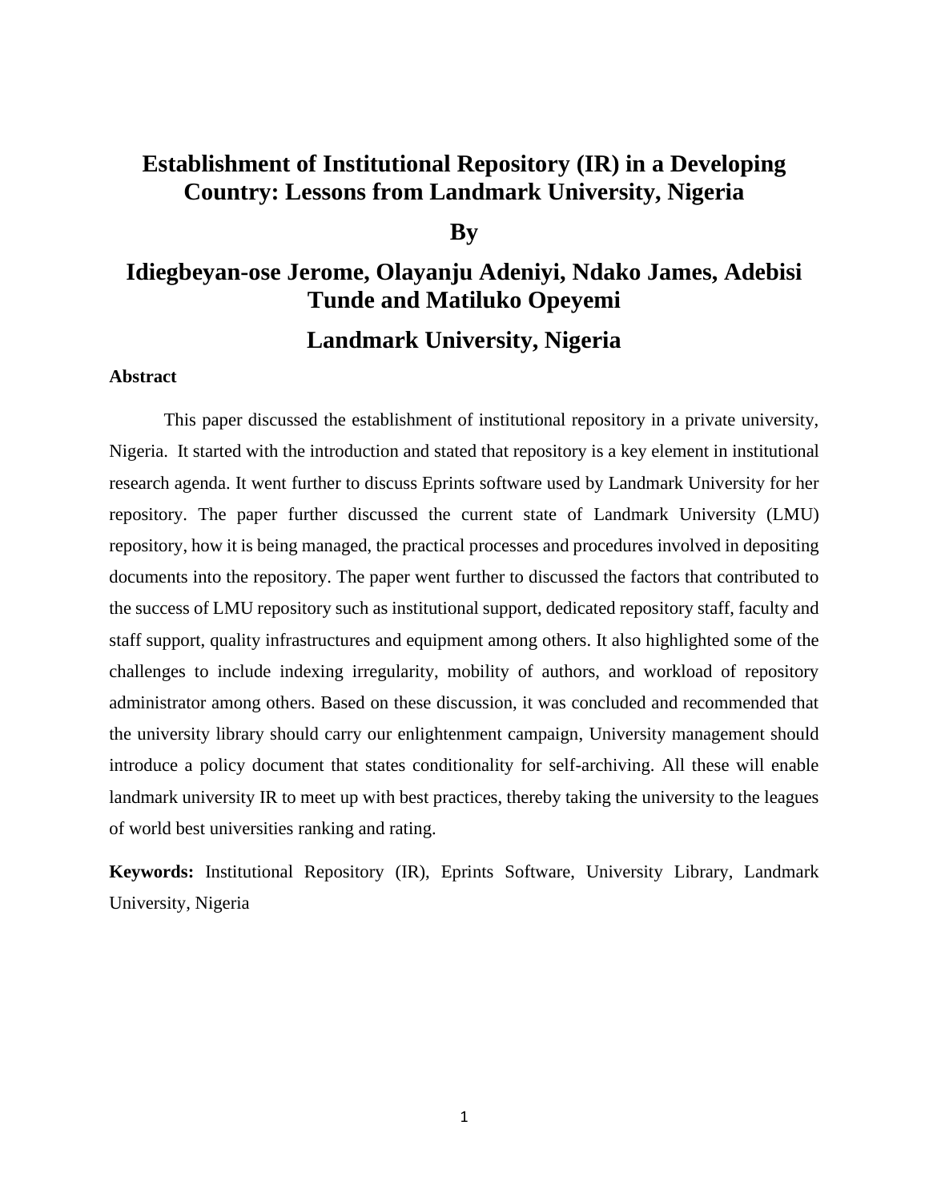# Establishment of Institutional Repository (IR) in a Developing Country: Lessons from Landmark University, Nigeria

**By**

**Idiegbeyan-ose Jerome, Olayanju Adeniyi, Ndako James, Adebisi Tunde and Matiluko Opeyemi**

**Landmark University, Nigeria**

**Abstract**

This paper discussed the establishment of institutional repository in a private university, Nigeria. It started with the introduction and stated that repository is a key element in institutional research agenda. It went further to discuss Eprints software used by Landmark University for her repository. The paper further discussed the current state of Landmark University (LMU) repository, how it is being managed, the practical processes and procedures involved in depositing documents into the repository. The paper went further to discussed the factors that contributed to the success of LMU repository such as institutional support, dedicated repository staff, faculty and staff support, quality infrastructures and equipment among others. It also highlighted some of the challenges to include indexing irregularity, mobility of authors, and workload of repository administrator among others. Based on these discussion, it was concluded and recommended that the university library should carry our enlightenment campaign, University management should introduce a policy document that states conditionality for self-archiving. All these will enable landmark university IR to meet up with best practices, thereby taking the university to the leagues of world best universities ranking and rating.

**Keywords:** Institutional Repository (IR), Eprints Software, University Library, Landmark University, Nigeria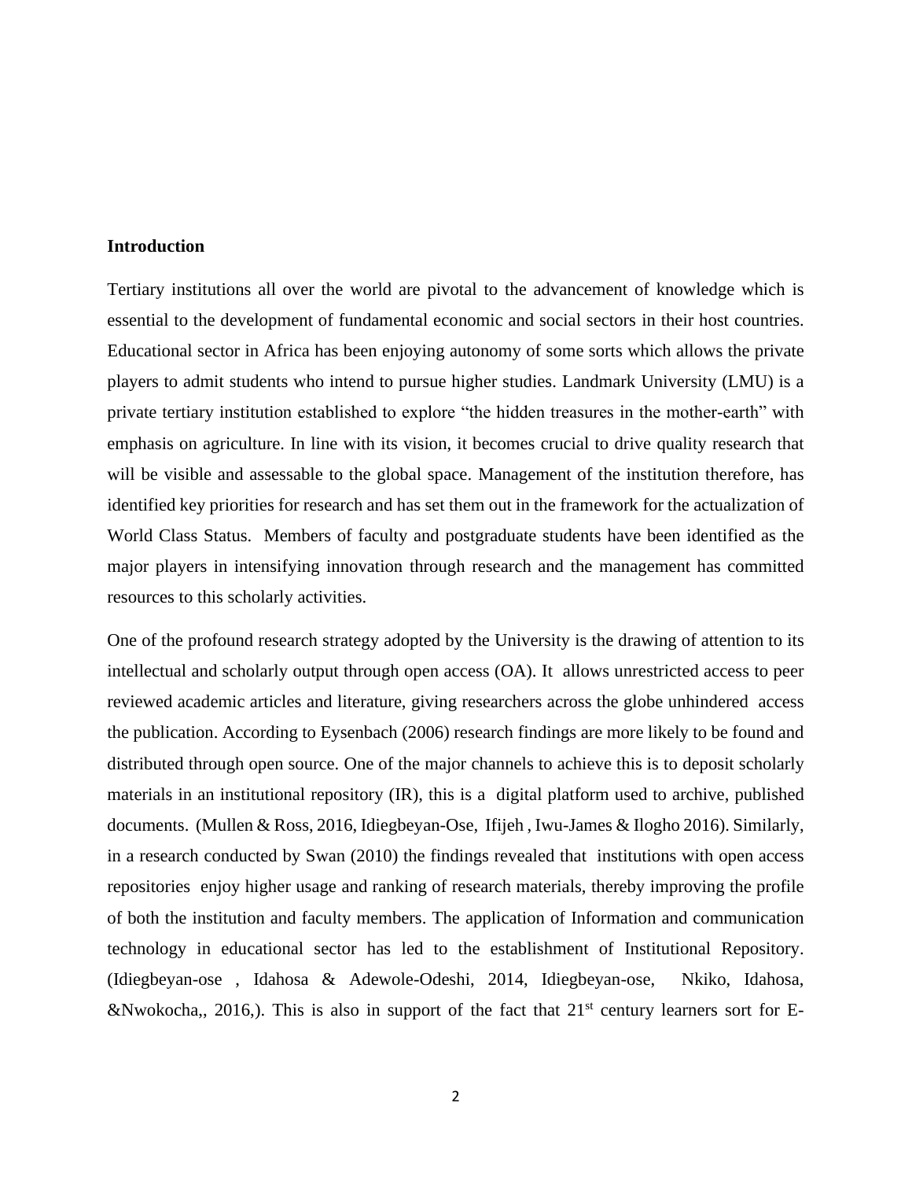**Introduction**

Tertiary institutions all over the world are pivotal to the advancement of knowledge which is essential to the development of fundamental economic and social sectors in their host countries. Educational sector in Africa has been enjoying autonomy of some sorts which allows the private players to admit students who intend to pursue higher studies. Landmark University (LMU) is a private tertiary institution established to explore "the hidden treasures in the mother-earth" with emphasis on agriculture. In line with its vision, it becomes crucial to drive quality research that will be visible and assessable to the global space. Management of the institution therefore, has identified key priorities for research and has set them out in the framework for the actualization of World Class Status. Members of faculty and postgraduate students have been identified as the major players in intensifying innovation through research and the management has committed resources to this scholarly activities.

One of the profound research strategy adopted by the University is the drawing of attention to its intellectual and scholarly output through open access (OA). It allows unrestricted access to peer reviewed academic articles and literature, giving researchers across the globe unhindered access the publication. According to Eysenbach (2006) research findings are more likely to be found and distributed through open source. One of the major channels to achieve this is to deposit scholarly materials in an institutional repository (IR), this is a digital platform used to archive, published documents. (Mullen & Ross, 2016, Idiegbeyan-Ose, Ifijeh , Iwu-James & Ilogho 2016). Similarly, in a research conducted by Swan (2010) the findings revealed that institutions with open access repositories enjoy higher usage and ranking of research materials, thereby improving the profile of both the institution and faculty members. The application of Information and communication technology in educational sector has led to the establishment of Institutional Repository. (Idiegbeyan-ose , Idahosa & Adewole-Odeshi, 2014, Idiegbeyan-ose, Nkiko, Idahosa, &Nwokocha,, 2016,). This is also in support of the fact that 21st century learners sort for E-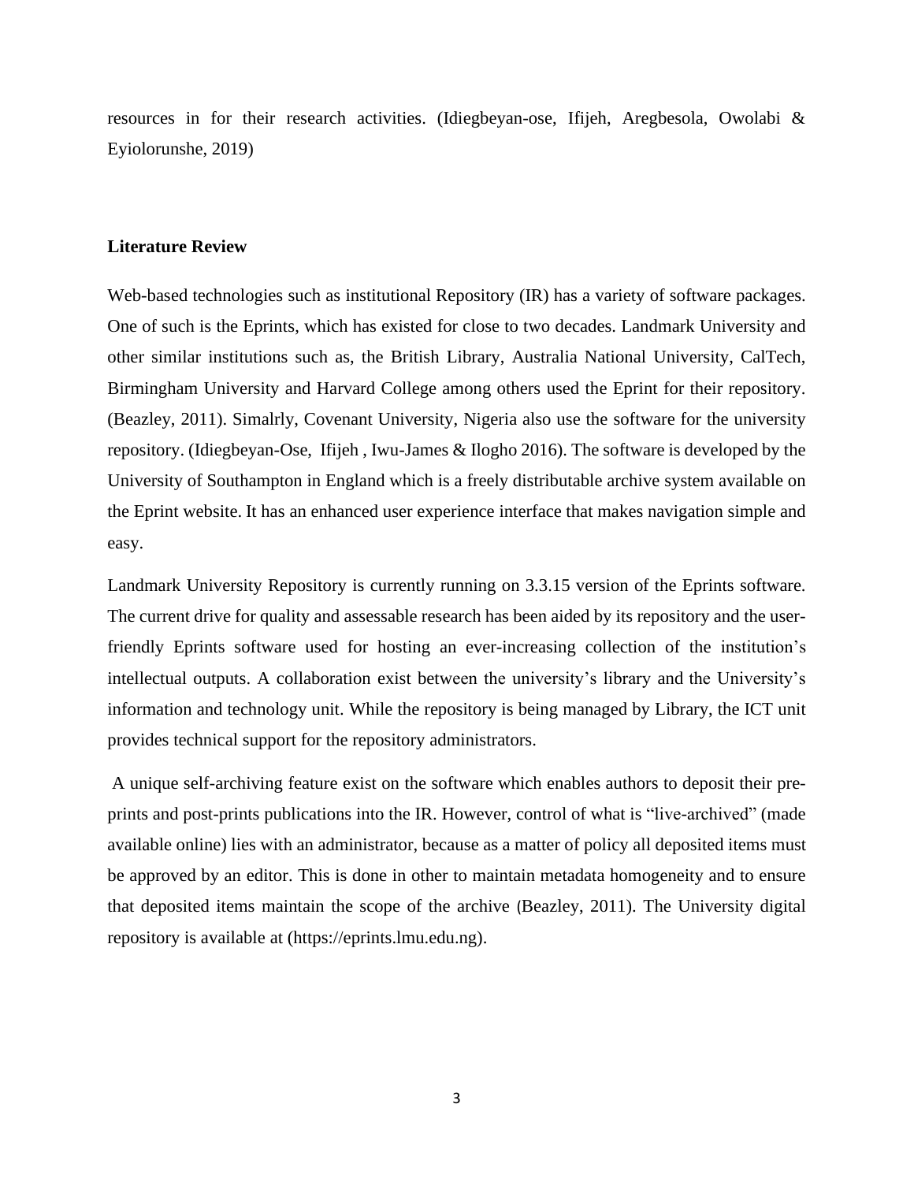resources in for their research activities. (Idiegbeyan-ose, Ifijeh, Aregbesola, Owolabi & Eyiolorunshe, 2019)

**Literature Review**

Web-based technologies such as institutional Repository (IR) has a variety of software packages. One of such is the Eprints, which has existed for close to two decades. Landmark University and other similar institutions such as, the British Library, Australia National University, CalTech, Birmingham University and Harvard College among others used the Eprint for their repository. (Beazley, 2011). Simalrly, Covenant University, Nigeria also use the software for the university repository. (Idiegbeyan-Ose, Ifijeh , Iwu-James & Ilogho 2016). The software is developed by the University of Southampton in England which is a freely distributable archive system available on the Eprint website. It has an enhanced user experience interface that makes navigation simple and easy.

Landmark University Repository is currently running on 3.3.15 version of the Eprints software. The current drive for quality and assessable research has been aided by its repository and the user-friendly Eprints software used for hosting an ever-increasing collection of the institution's intellectual outputs. A collaboration exist between the university's library and the University's information and technology unit. While the repository is being managed by Library, the ICT unit provides technical support for the repository administrators.

A unique self-archiving feature exist on the software which enables authors to deposit their pre-prints and post-prints publications into the IR. However, control of what is "live-archived" (made available online) lies with an administrator, because as a matter of policy all deposited items must be approved by an editor. This is done in other to maintain metadata homogeneity and to ensure that deposited items maintain the scope of the archive (Beazley, 2011). The University digital repository is available at (https://eprints.lmu.edu.ng).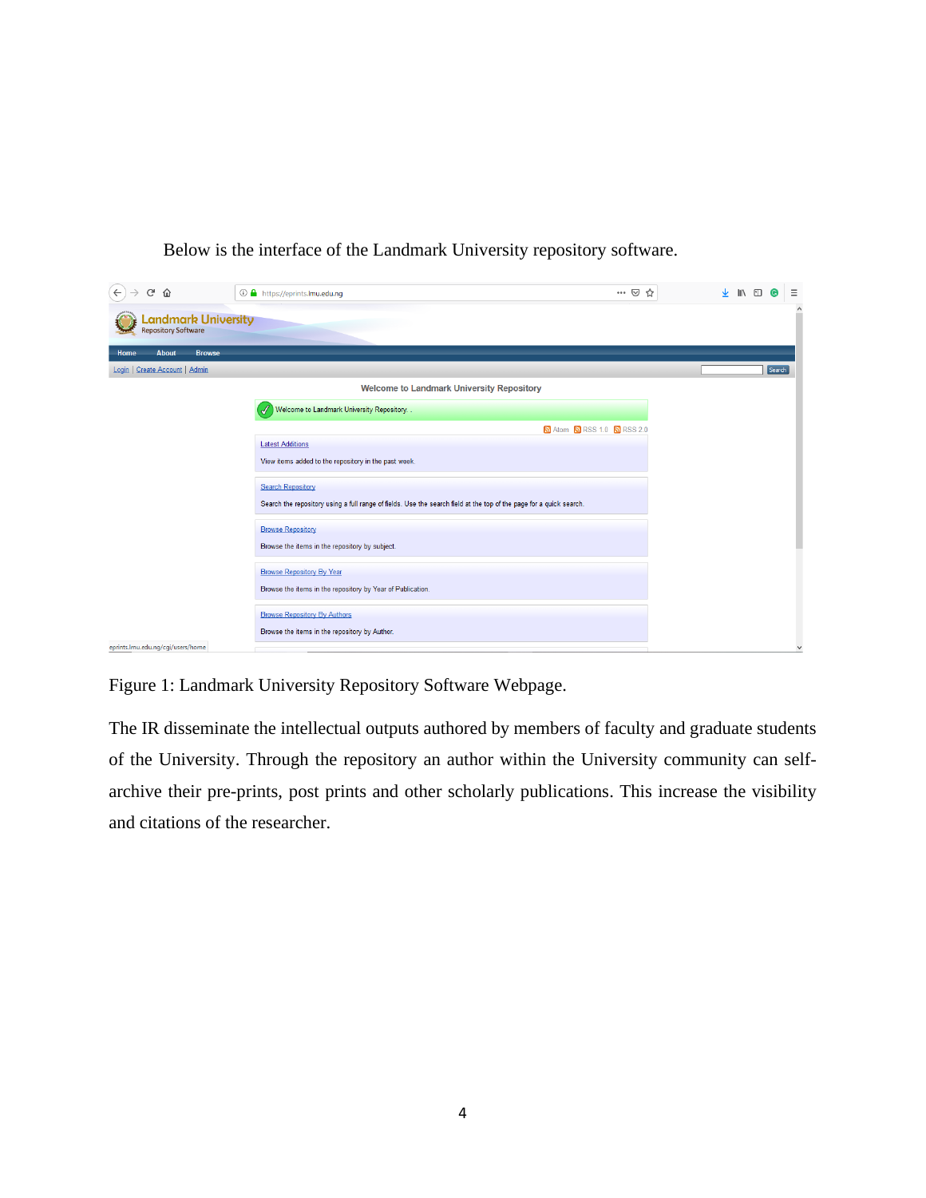Below is the interface of the Landmark University repository software.

Figure 1: Landmark University Repository Software Webpage.

The IR disseminate the intellectual outputs authored by members of faculty and graduate students of the University. Through the repository an author within the University community can self-archive their pre-prints, post prints and other scholarly publications. This increase the visibility and citations of the researcher.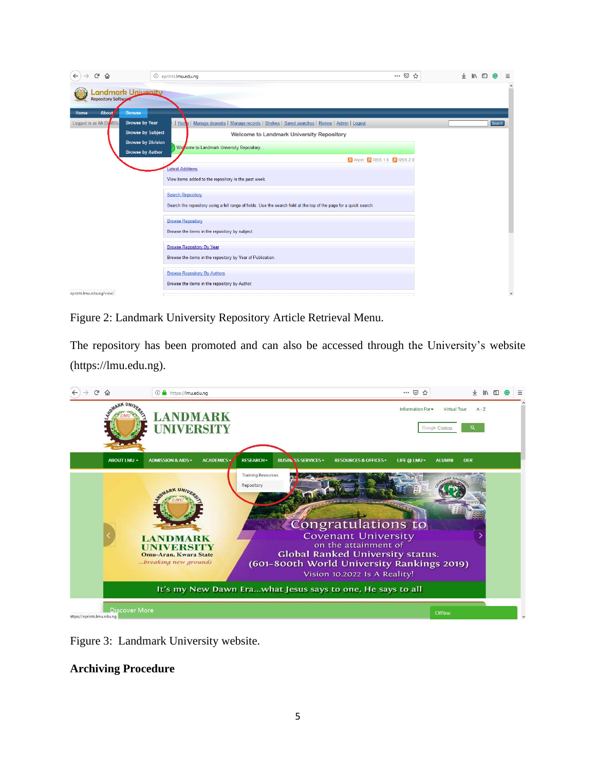Figure 2: Landmark University Repository Article Retrieval Menu.

The repository has been promoted and can also be accessed through the University's website (https://lmu.edu.ng).

Figure 3: Landmark University website.

**Archiving Procedure**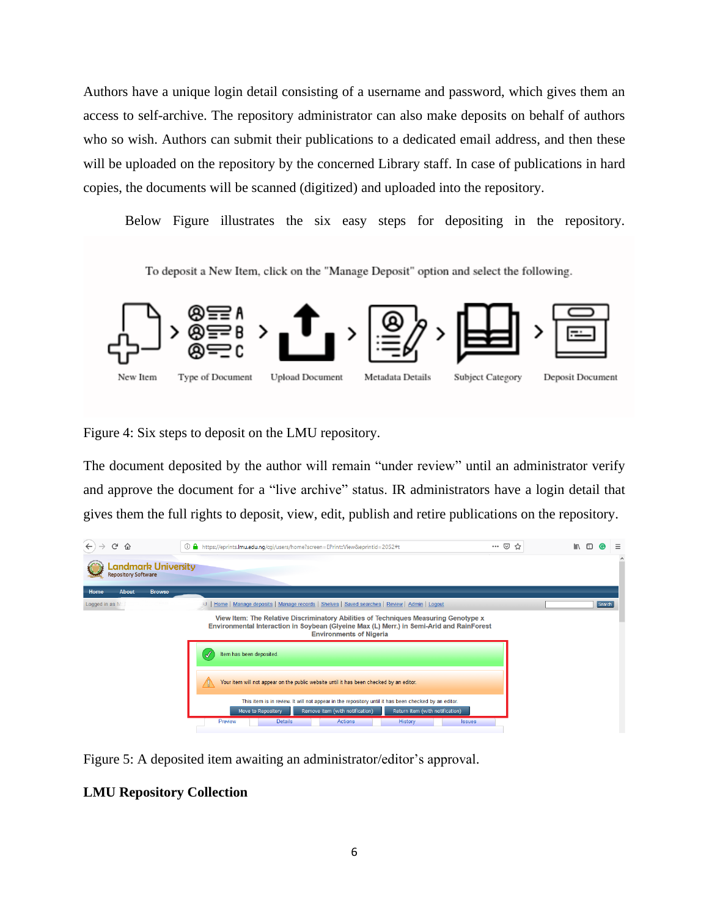Authors have a unique login detail consisting of a username and password, which gives them an access to self-archive. The repository administrator can also make deposits on behalf of authors who so wish. Authors can submit their publications to a dedicated email address, and then these will be uploaded on the repository by the concerned Library staff. In case of publications in hard copies, the documents will be scanned (digitized) and uploaded into the repository.

Below Figure illustrates the six easy steps for depositing in the repository.

Figure 4: Six steps to deposit on the LMU repository.

The document deposited by the author will remain "under review" until an administrator verify and approve the document for a "live archive" status. IR administrators have a login detail that gives them the full rights to deposit, view, edit, publish and retire publications on the repository.

Figure 5: A deposited item awaiting an administrator/editor's approval.

**LMU Repository Collection**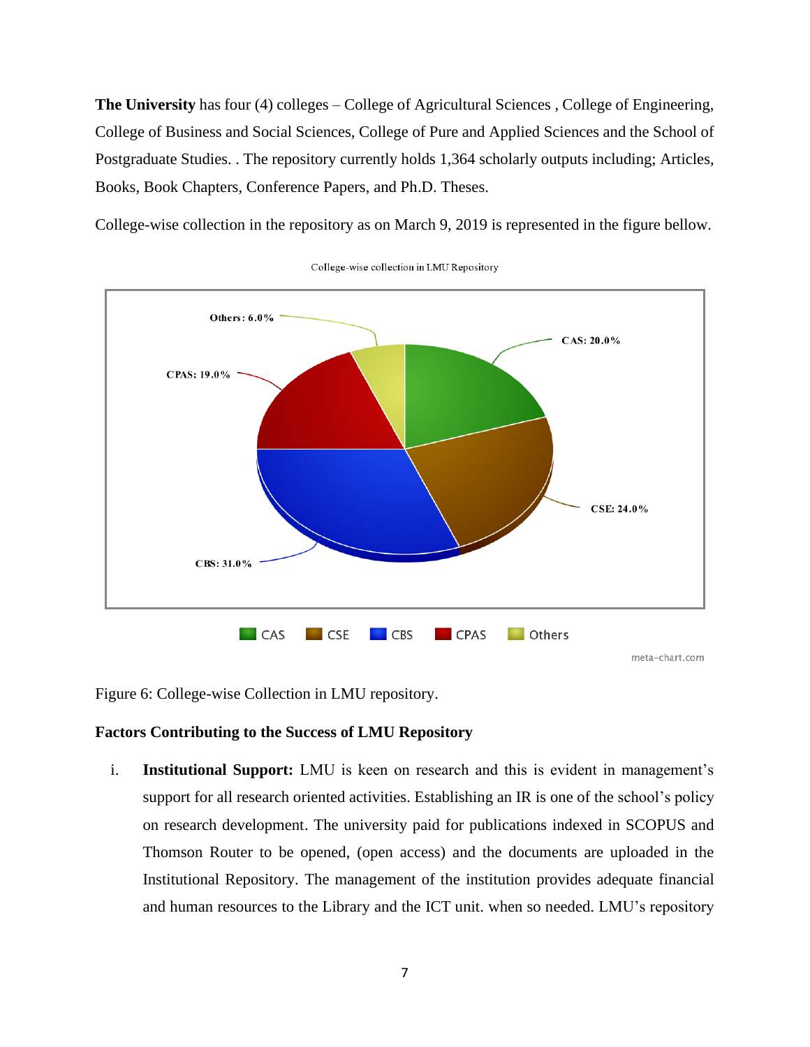**The University** has four (4) colleges – College of Agricultural Sciences , College of Engineering, College of Business and Social Sciences, College of Pure and Applied Sciences and the School of Postgraduate Studies. . The repository currently holds 1,364 scholarly outputs including; Articles, Books, Book Chapters, Conference Papers, and Ph.D. Theses.

College-wise collection in the repository as on March 9, 2019 is represented in the figure bellow.

College-wise collection in LMU Repository

| College | Share |
| --- | --- |
| CAS | 20.0% |
| CSE | 24.0% |
| CBS | 31.0% |
| CPAS | 19.0% |
| Others | 6.0% |

meta-chart.com

Figure 6: College-wise Collection in LMU repository.

**Factors Contributing to the Success of LMU Repository**

i. **Institutional Support:** LMU is keen on research and this is evident in management's support for all research oriented activities. Establishing an IR is one of the school's policy on research development. The university paid for publications indexed in SCOPUS and Thomson Router to be opened, (open access) and the documents are uploaded in the Institutional Repository. The management of the institution provides adequate financial and human resources to the Library and the ICT unit. when so needed. LMU's repository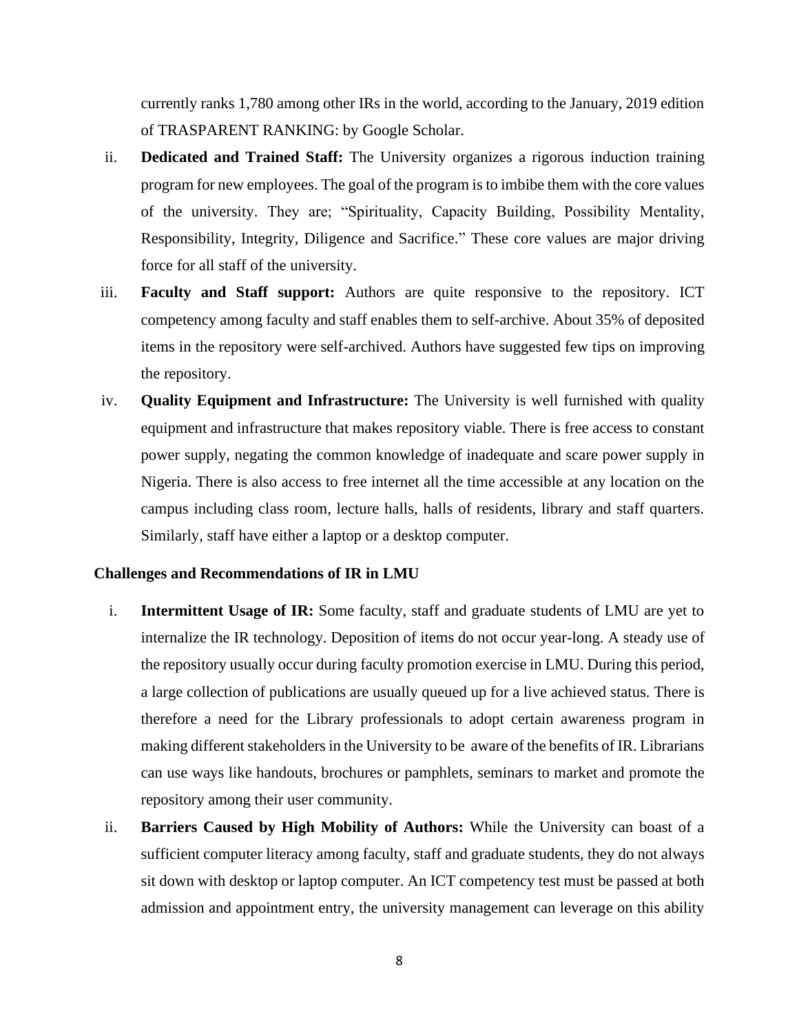currently ranks 1,780 among other IRs in the world, according to the January, 2019 edition of TRASPARENT RANKING: by Google Scholar.

ii. **Dedicated and Trained Staff:** The University organizes a rigorous induction training program for new employees. The goal of the program is to imbibe them with the core values of the university. They are; "Spirituality, Capacity Building, Possibility Mentality, Responsibility, Integrity, Diligence and Sacrifice." These core values are major driving force for all staff of the university.

iii. **Faculty and Staff support:** Authors are quite responsive to the repository. ICT competency among faculty and staff enables them to self-archive. About 35% of deposited items in the repository were self-archived. Authors have suggested few tips on improving the repository.

iv. **Quality Equipment and Infrastructure:** The University is well furnished with quality equipment and infrastructure that makes repository viable. There is free access to constant power supply, negating the common knowledge of inadequate and scare power supply in Nigeria. There is also access to free internet all the time accessible at any location on the campus including class room, lecture halls, halls of residents, library and staff quarters. Similarly, staff have either a laptop or a desktop computer.

**Challenges and Recommendations of IR in LMU**

i. **Intermittent Usage of IR:** Some faculty, staff and graduate students of LMU are yet to internalize the IR technology. Deposition of items do not occur year-long. A steady use of the repository usually occur during faculty promotion exercise in LMU. During this period, a large collection of publications are usually queued up for a live achieved status. There is therefore a need for the Library professionals to adopt certain awareness program in making different stakeholders in the University to be aware of the benefits of IR. Librarians can use ways like handouts, brochures or pamphlets, seminars to market and promote the repository among their user community.

ii. **Barriers Caused by High Mobility of Authors:** While the University can boast of a sufficient computer literacy among faculty, staff and graduate students, they do not always sit down with desktop or laptop computer. An ICT competency test must be passed at both admission and appointment entry, the university management can leverage on this ability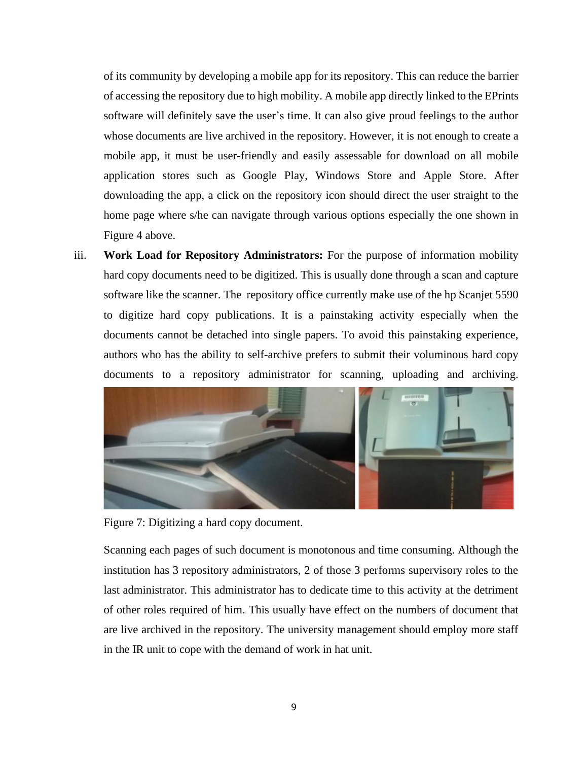of its community by developing a mobile app for its repository. This can reduce the barrier of accessing the repository due to high mobility. A mobile app directly linked to the EPrints software will definitely save the user's time. It can also give proud feelings to the author whose documents are live archived in the repository. However, it is not enough to create a mobile app, it must be user-friendly and easily assessable for download on all mobile application stores such as Google Play, Windows Store and Apple Store. After downloading the app, a click on the repository icon should direct the user straight to the home page where s/he can navigate through various options especially the one shown in Figure 4 above.

iii. **Work Load for Repository Administrators:** For the purpose of information mobility hard copy documents need to be digitized. This is usually done through a scan and capture software like the scanner. The repository office currently make use of the hp Scanjet 5590 to digitize hard copy publications. It is a painstaking activity especially when the documents cannot be detached into single papers. To avoid this painstaking experience, authors who has the ability to self-archive prefers to submit their voluminous hard copy documents to a repository administrator for scanning, uploading and archiving.

Figure 7: Digitizing a hard copy document.

Scanning each pages of such document is monotonous and time consuming. Although the institution has 3 repository administrators, 2 of those 3 performs supervisory roles to the last administrator. This administrator has to dedicate time to this activity at the detriment of other roles required of him. This usually have effect on the numbers of document that are live archived in the repository. The university management should employ more staff in the IR unit to cope with the demand of work in hat unit.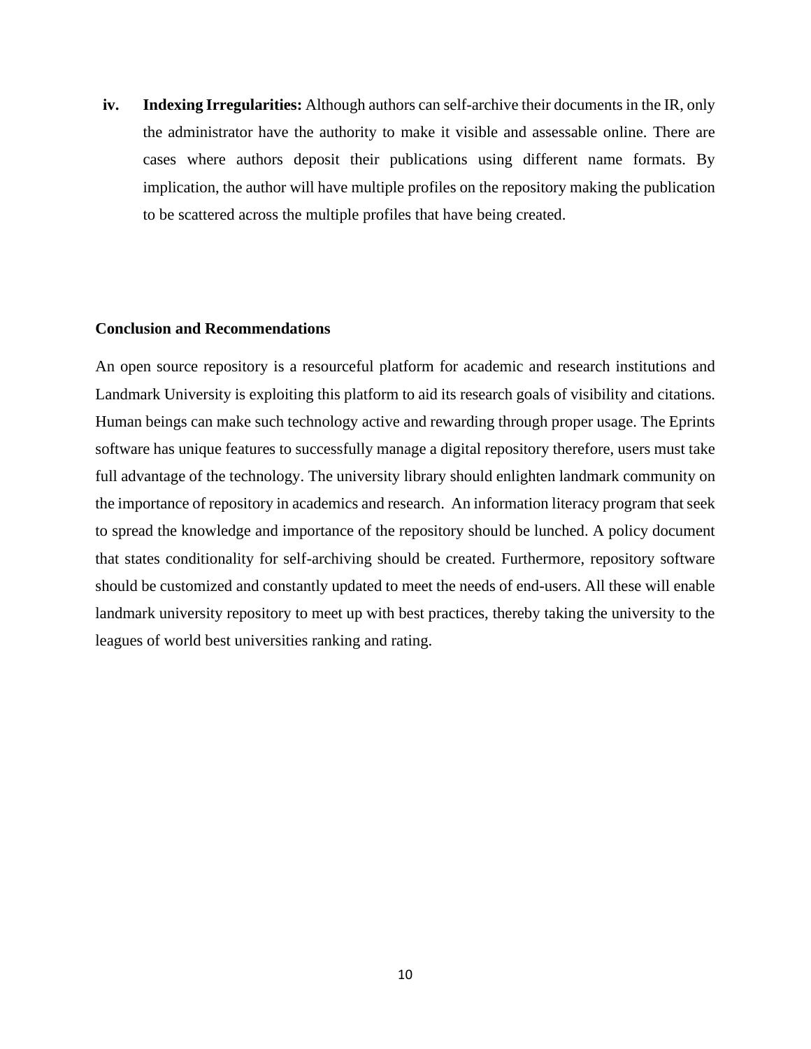iv. **Indexing Irregularities:** Although authors can self-archive their documents in the IR, only the administrator have the authority to make it visible and assessable online. There are cases where authors deposit their publications using different name formats. By implication, the author will have multiple profiles on the repository making the publication to be scattered across the multiple profiles that have being created.

**Conclusion and Recommendations**

An open source repository is a resourceful platform for academic and research institutions and Landmark University is exploiting this platform to aid its research goals of visibility and citations. Human beings can make such technology active and rewarding through proper usage. The Eprints software has unique features to successfully manage a digital repository therefore, users must take full advantage of the technology. The university library should enlighten landmark community on the importance of repository in academics and research. An information literacy program that seek to spread the knowledge and importance of the repository should be lunched. A policy document that states conditionality for self-archiving should be created. Furthermore, repository software should be customized and constantly updated to meet the needs of end-users. All these will enable landmark university repository to meet up with best practices, thereby taking the university to the leagues of world best universities ranking and rating.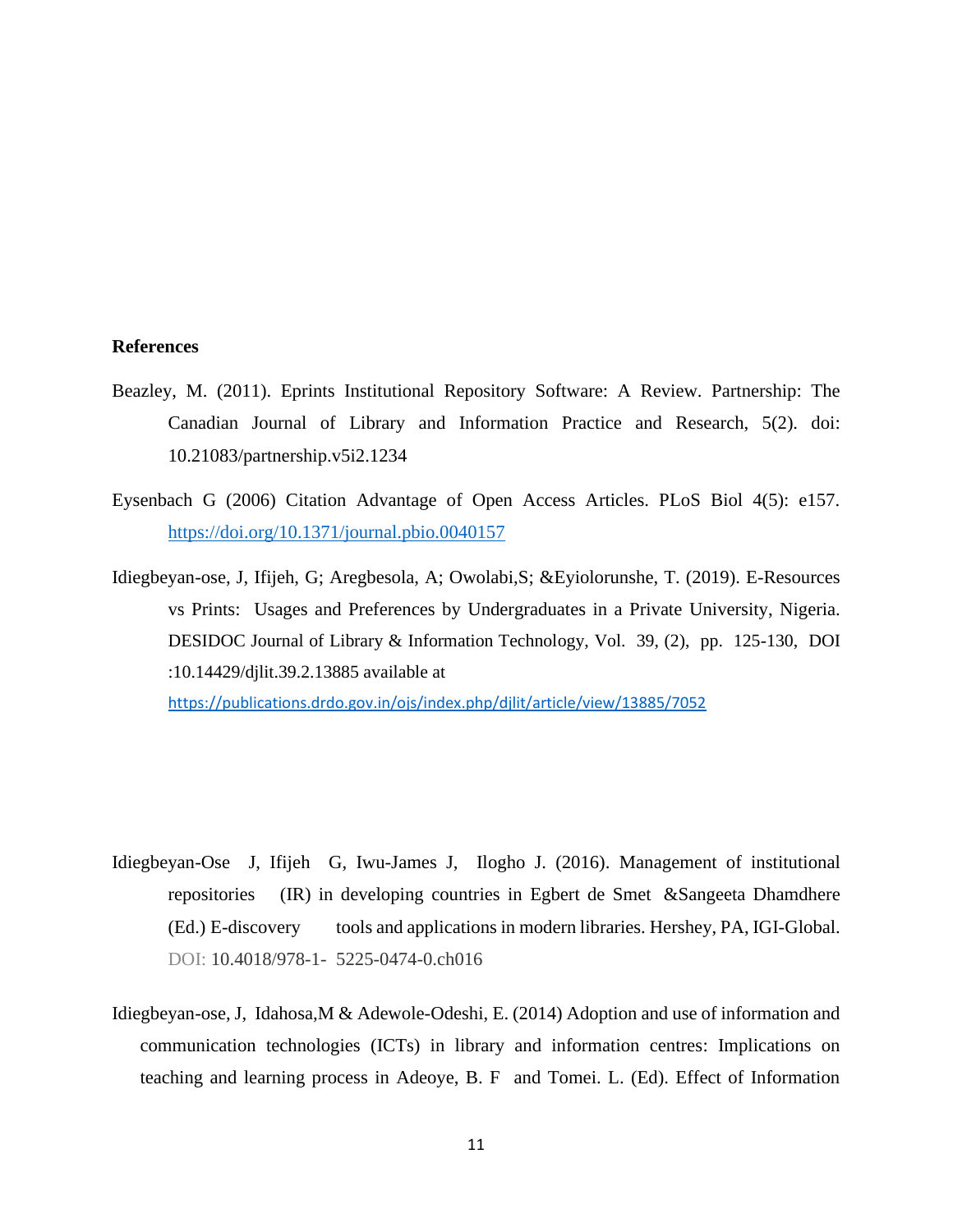**References**

Beazley, M. (2011). Eprints Institutional Repository Software: A Review. Partnership: The Canadian Journal of Library and Information Practice and Research, 5(2). doi: 10.21083/partnership.v5i2.1234

Eysenbach G (2006) Citation Advantage of Open Access Articles. PLoS Biol 4(5): e157. https://doi.org/10.1371/journal.pbio.0040157

Idiegbeyan-ose, J, Ifijeh, G; Aregbesola, A; Owolabi,S; &Eyiolorunshe, T. (2019). E-Resources vs Prints: Usages and Preferences by Undergraduates in a Private University, Nigeria. DESIDOC Journal of Library & Information Technology, Vol. 39, (2), pp. 125-130, DOI :10.14429/djlit.39.2.13885 available at https://publications.drdo.gov.in/ojs/index.php/djlit/article/view/13885/7052

Idiegbeyan-Ose J, Ifijeh G, Iwu-James J, Ilogho J. (2016). Management of institutional repositories (IR) in developing countries in Egbert de Smet &Sangeeta Dhamdhere (Ed.) E-discovery tools and applications in modern libraries. Hershey, PA, IGI-Global. DOI: 10.4018/978-1- 5225-0474-0.ch016

Idiegbeyan-ose, J, Idahosa,M & Adewole-Odeshi, E. (2014) Adoption and use of information and communication technologies (ICTs) in library and information centres: Implications on teaching and learning process in Adeoye, B. F and Tomei. L. (Ed). Effect of Information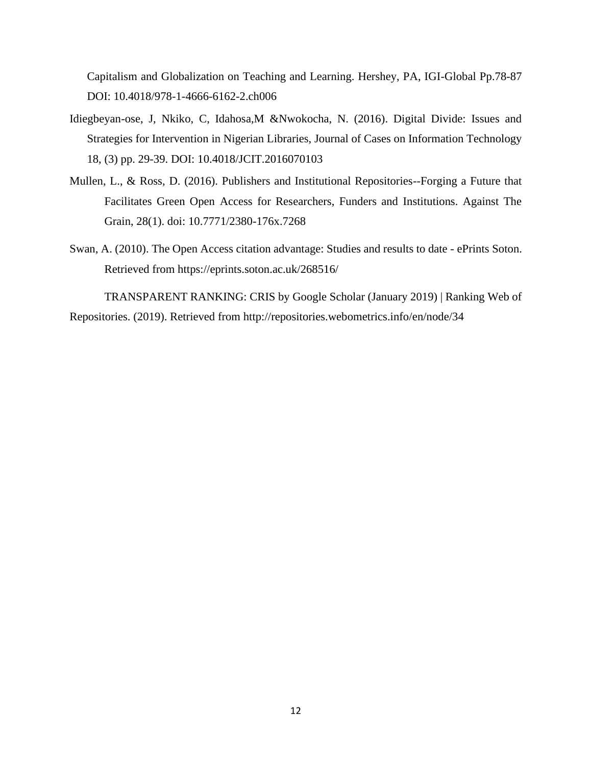Capitalism and Globalization on Teaching and Learning. Hershey, PA, IGI-Global Pp.78-87 DOI: 10.4018/978-1-4666-6162-2.ch006

Idiegbeyan-ose, J, Nkiko, C, Idahosa,M &Nwokocha, N. (2016). Digital Divide: Issues and Strategies for Intervention in Nigerian Libraries, Journal of Cases on Information Technology 18, (3) pp. 29-39. DOI: 10.4018/JCIT.2016070103

Mullen, L., & Ross, D. (2016). Publishers and Institutional Repositories--Forging a Future that Facilitates Green Open Access for Researchers, Funders and Institutions. Against The Grain, 28(1). doi: 10.7771/2380-176x.7268

Swan, A. (2010). The Open Access citation advantage: Studies and results to date - ePrints Soton. Retrieved from https://eprints.soton.ac.uk/268516/

TRANSPARENT RANKING: CRIS by Google Scholar (January 2019) | Ranking Web of Repositories. (2019). Retrieved from http://repositories.webometrics.info/en/node/34